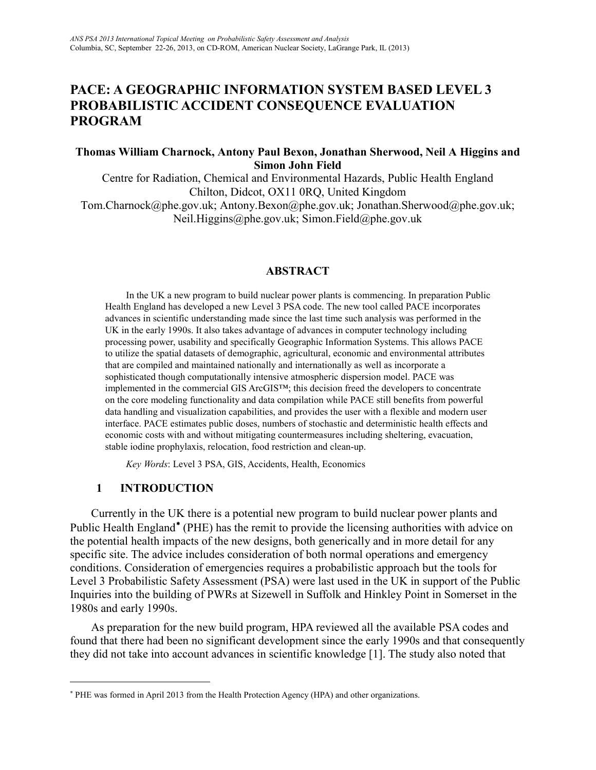# PACE: A GEOGRAPHIC INFORMATION SYSTEM BASED LEVEL 3 PROBABILISTIC ACCIDENT CONSEQUENCE EVALUATION PROGRAM

**Thomas William Charnock, Antony Paul Bexon, Jonathan Sherwood, Neil A Higgins and Simon John Field**

Centre for Radiation, Chemical and Environmental Hazards, Public Health England
Chilton, Didcot, OX11 0RQ, United Kingdom
Tom.Charnock@phe.gov.uk; Antony.Bexon@phe.gov.uk; Jonathan.Sherwood@phe.gov.uk; Neil.Higgins@phe.gov.uk; Simon.Field@phe.gov.uk

## ABSTRACT

In the UK a new program to build nuclear power plants is commencing. In preparation Public Health England has developed a new Level 3 PSA code. The new tool called PACE incorporates advances in scientific understanding made since the last time such analysis was performed in the UK in the early 1990s. It also takes advantage of advances in computer technology including processing power, usability and specifically Geographic Information Systems. This allows PACE to utilize the spatial datasets of demographic, agricultural, economic and environmental attributes that are compiled and maintained nationally and internationally as well as incorporate a sophisticated though computationally intensive atmospheric dispersion model. PACE was implemented in the commercial GIS ArcGIS™; this decision freed the developers to concentrate on the core modeling functionality and data compilation while PACE still benefits from powerful data handling and visualization capabilities, and provides the user with a flexible and modern user interface. PACE estimates public doses, numbers of stochastic and deterministic health effects and economic costs with and without mitigating countermeasures including sheltering, evacuation, stable iodine prophylaxis, relocation, food restriction and clean-up.

*Key Words*: Level 3 PSA, GIS, Accidents, Health, Economics

## 1 INTRODUCTION

Currently in the UK there is a potential new program to build nuclear power plants and Public Health England* (PHE) has the remit to provide the licensing authorities with advice on the potential health impacts of the new designs, both generically and in more detail for any specific site. The advice includes consideration of both normal operations and emergency conditions. Consideration of emergencies requires a probabilistic approach but the tools for Level 3 Probabilistic Safety Assessment (PSA) were last used in the UK in support of the Public Inquiries into the building of PWRs at Sizewell in Suffolk and Hinkley Point in Somerset in the 1980s and early 1990s.

As preparation for the new build program, HPA reviewed all the available PSA codes and found that there had been no significant development since the early 1990s and that consequently they did not take into account advances in scientific knowledge [1]. The study also noted that

* PHE was formed in April 2013 from the Health Protection Agency (HPA) and other organizations.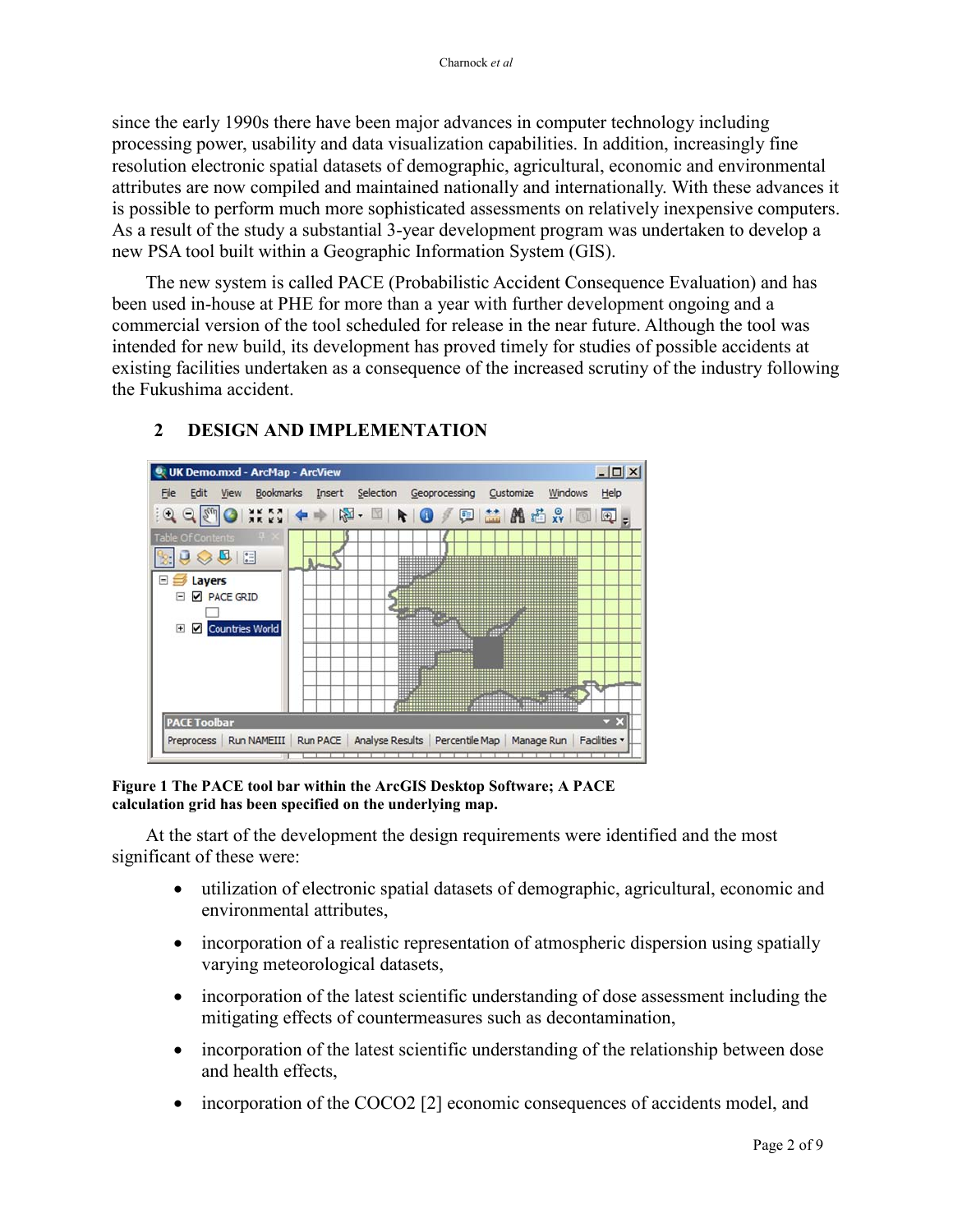since the early 1990s there have been major advances in computer technology including processing power, usability and data visualization capabilities. In addition, increasingly fine resolution electronic spatial datasets of demographic, agricultural, economic and environmental attributes are now compiled and maintained nationally and internationally. With these advances it is possible to perform much more sophisticated assessments on relatively inexpensive computers. As a result of the study a substantial 3-year development program was undertaken to develop a new PSA tool built within a Geographic Information System (GIS).

The new system is called PACE (Probabilistic Accident Consequence Evaluation) and has been used in-house at PHE for more than a year with further development ongoing and a commercial version of the tool scheduled for release in the near future. Although the tool was intended for new build, its development has proved timely for studies of possible accidents at existing facilities undertaken as a consequence of the increased scrutiny of the industry following the Fukushima accident.

## 2 DESIGN AND IMPLEMENTATION

**Figure 1 The PACE tool bar within the ArcGIS Desktop Software; A PACE calculation grid has been specified on the underlying map.**

At the start of the development the design requirements were identified and the most significant of these were:

- utilization of electronic spatial datasets of demographic, agricultural, economic and environmental attributes,
- incorporation of a realistic representation of atmospheric dispersion using spatially varying meteorological datasets,
- incorporation of the latest scientific understanding of dose assessment including the mitigating effects of countermeasures such as decontamination,
- incorporation of the latest scientific understanding of the relationship between dose and health effects,
- incorporation of the COCO2 [2] economic consequences of accidents model, and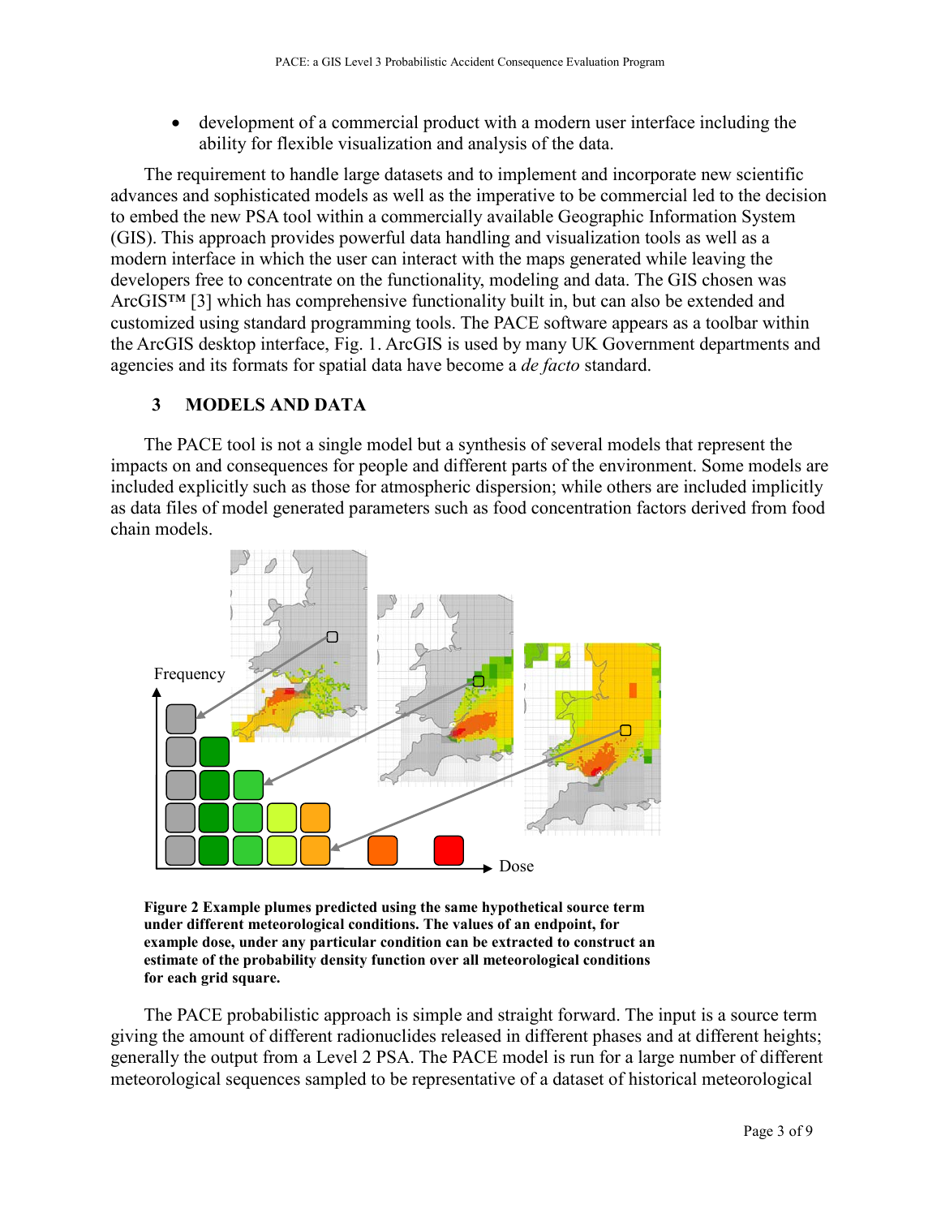- development of a commercial product with a modern user interface including the ability for flexible visualization and analysis of the data.

The requirement to handle large datasets and to implement and incorporate new scientific advances and sophisticated models as well as the imperative to be commercial led to the decision to embed the new PSA tool within a commercially available Geographic Information System (GIS). This approach provides powerful data handling and visualization tools as well as a modern interface in which the user can interact with the maps generated while leaving the developers free to concentrate on the functionality, modeling and data. The GIS chosen was ArcGIS™ [3] which has comprehensive functionality built in, but can also be extended and customized using standard programming tools. The PACE software appears as a toolbar within the ArcGIS desktop interface, Fig. 1. ArcGIS is used by many UK Government departments and agencies and its formats for spatial data have become a *de facto* standard.

## 3 MODELS AND DATA

The PACE tool is not a single model but a synthesis of several models that represent the impacts on and consequences for people and different parts of the environment. Some models are included explicitly such as those for atmospheric dispersion; while others are included implicitly as data files of model generated parameters such as food concentration factors derived from food chain models.

**Figure 2 Example plumes predicted using the same hypothetical source term under different meteorological conditions. The values of an endpoint, for example dose, under any particular condition can be extracted to construct an estimate of the probability density function over all meteorological conditions for each grid square.**

The PACE probabilistic approach is simple and straight forward. The input is a source term giving the amount of different radionuclides released in different phases and at different heights; generally the output from a Level 2 PSA. The PACE model is run for a large number of different meteorological sequences sampled to be representative of a dataset of historical meteorological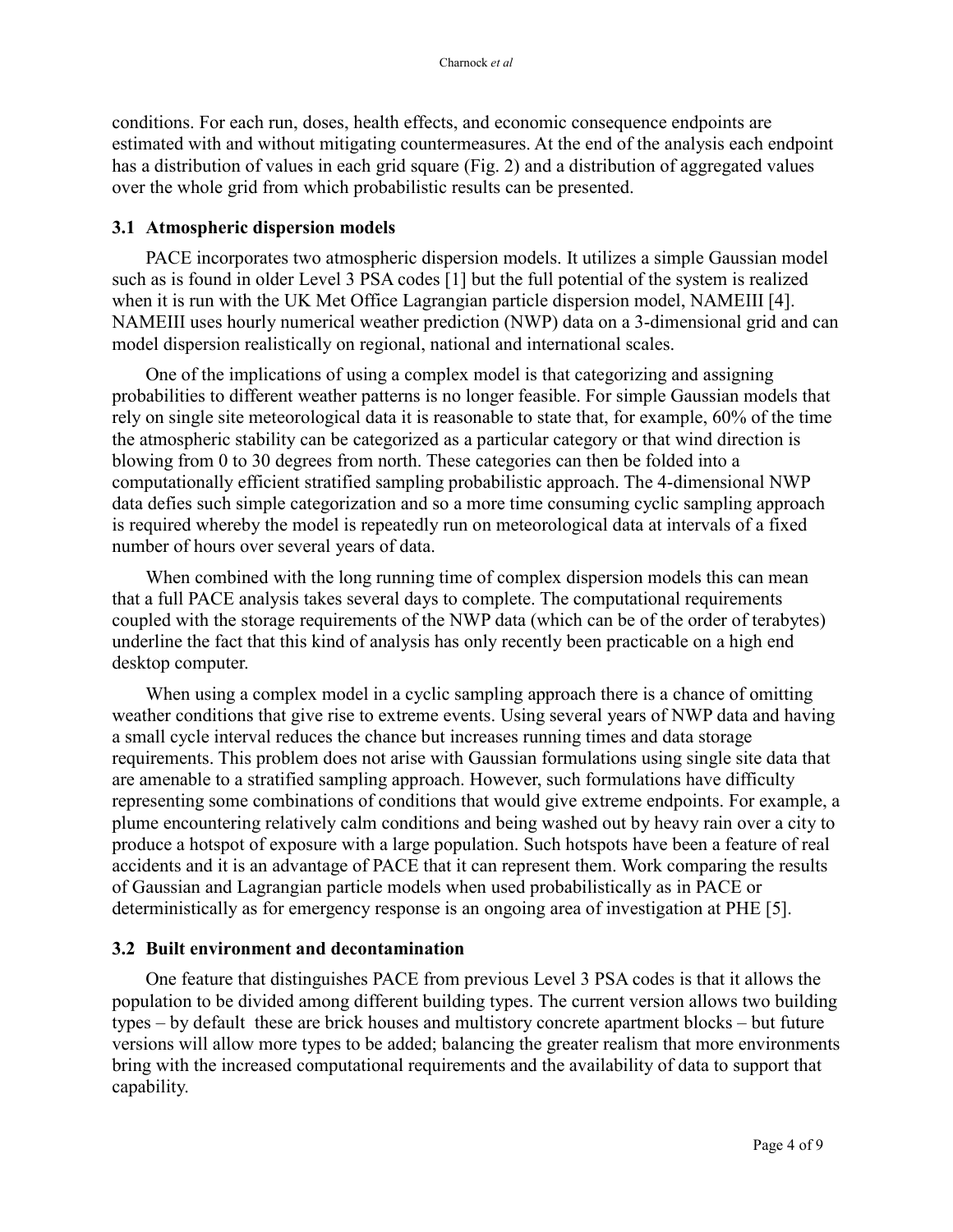conditions. For each run, doses, health effects, and economic consequence endpoints are estimated with and without mitigating countermeasures. At the end of the analysis each endpoint has a distribution of values in each grid square (Fig. 2) and a distribution of aggregated values over the whole grid from which probabilistic results can be presented.

### 3.1 Atmospheric dispersion models

PACE incorporates two atmospheric dispersion models. It utilizes a simple Gaussian model such as is found in older Level 3 PSA codes [1] but the full potential of the system is realized when it is run with the UK Met Office Lagrangian particle dispersion model, NAMEIII [4]. NAMEIII uses hourly numerical weather prediction (NWP) data on a 3-dimensional grid and can model dispersion realistically on regional, national and international scales.

One of the implications of using a complex model is that categorizing and assigning probabilities to different weather patterns is no longer feasible. For simple Gaussian models that rely on single site meteorological data it is reasonable to state that, for example, 60% of the time the atmospheric stability can be categorized as a particular category or that wind direction is blowing from 0 to 30 degrees from north. These categories can then be folded into a computationally efficient stratified sampling probabilistic approach. The 4-dimensional NWP data defies such simple categorization and so a more time consuming cyclic sampling approach is required whereby the model is repeatedly run on meteorological data at intervals of a fixed number of hours over several years of data.

When combined with the long running time of complex dispersion models this can mean that a full PACE analysis takes several days to complete. The computational requirements coupled with the storage requirements of the NWP data (which can be of the order of terabytes) underline the fact that this kind of analysis has only recently been practicable on a high end desktop computer.

When using a complex model in a cyclic sampling approach there is a chance of omitting weather conditions that give rise to extreme events. Using several years of NWP data and having a small cycle interval reduces the chance but increases running times and data storage requirements. This problem does not arise with Gaussian formulations using single site data that are amenable to a stratified sampling approach. However, such formulations have difficulty representing some combinations of conditions that would give extreme endpoints. For example, a plume encountering relatively calm conditions and being washed out by heavy rain over a city to produce a hotspot of exposure with a large population. Such hotspots have been a feature of real accidents and it is an advantage of PACE that it can represent them. Work comparing the results of Gaussian and Lagrangian particle models when used probabilistically as in PACE or deterministically as for emergency response is an ongoing area of investigation at PHE [5].

### 3.2 Built environment and decontamination

One feature that distinguishes PACE from previous Level 3 PSA codes is that it allows the population to be divided among different building types. The current version allows two building types – by default these are brick houses and multistory concrete apartment blocks – but future versions will allow more types to be added; balancing the greater realism that more environments bring with the increased computational requirements and the availability of data to support that capability.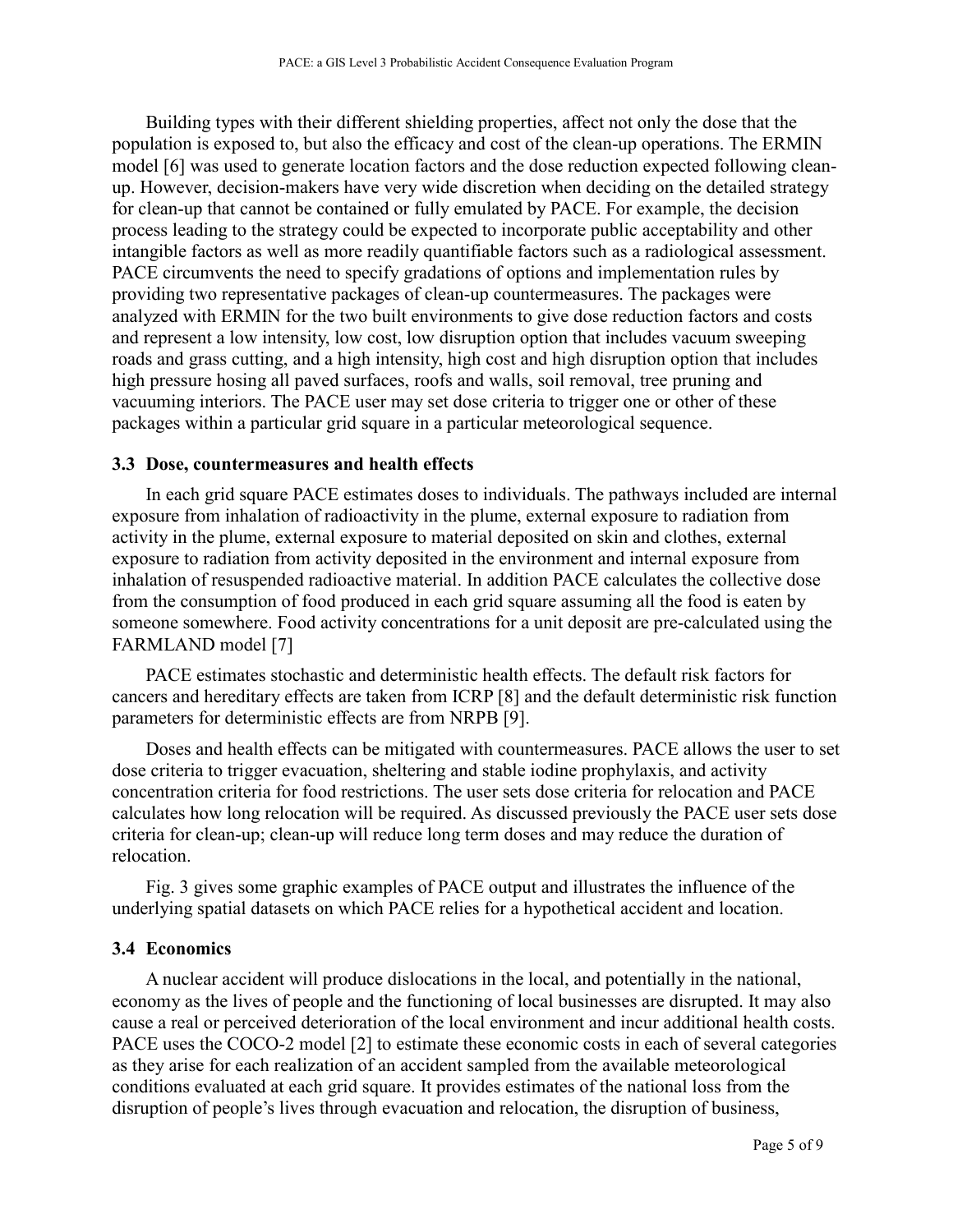Building types with their different shielding properties, affect not only the dose that the population is exposed to, but also the efficacy and cost of the clean-up operations. The ERMIN model [6] was used to generate location factors and the dose reduction expected following clean-up. However, decision-makers have very wide discretion when deciding on the detailed strategy for clean-up that cannot be contained or fully emulated by PACE. For example, the decision process leading to the strategy could be expected to incorporate public acceptability and other intangible factors as well as more readily quantifiable factors such as a radiological assessment. PACE circumvents the need to specify gradations of options and implementation rules by providing two representative packages of clean-up countermeasures. The packages were analyzed with ERMIN for the two built environments to give dose reduction factors and costs and represent a low intensity, low cost, low disruption option that includes vacuum sweeping roads and grass cutting, and a high intensity, high cost and high disruption option that includes high pressure hosing all paved surfaces, roofs and walls, soil removal, tree pruning and vacuuming interiors. The PACE user may set dose criteria to trigger one or other of these packages within a particular grid square in a particular meteorological sequence.

### 3.3 Dose, countermeasures and health effects

In each grid square PACE estimates doses to individuals. The pathways included are internal exposure from inhalation of radioactivity in the plume, external exposure to radiation from activity in the plume, external exposure to material deposited on skin and clothes, external exposure to radiation from activity deposited in the environment and internal exposure from inhalation of resuspended radioactive material. In addition PACE calculates the collective dose from the consumption of food produced in each grid square assuming all the food is eaten by someone somewhere. Food activity concentrations for a unit deposit are pre-calculated using the FARMLAND model [7]

PACE estimates stochastic and deterministic health effects. The default risk factors for cancers and hereditary effects are taken from ICRP [8] and the default deterministic risk function parameters for deterministic effects are from NRPB [9].

Doses and health effects can be mitigated with countermeasures. PACE allows the user to set dose criteria to trigger evacuation, sheltering and stable iodine prophylaxis, and activity concentration criteria for food restrictions. The user sets dose criteria for relocation and PACE calculates how long relocation will be required. As discussed previously the PACE user sets dose criteria for clean-up; clean-up will reduce long term doses and may reduce the duration of relocation.

Fig. 3 gives some graphic examples of PACE output and illustrates the influence of the underlying spatial datasets on which PACE relies for a hypothetical accident and location.

### 3.4 Economics

A nuclear accident will produce dislocations in the local, and potentially in the national, economy as the lives of people and the functioning of local businesses are disrupted. It may also cause a real or perceived deterioration of the local environment and incur additional health costs. PACE uses the COCO-2 model [2] to estimate these economic costs in each of several categories as they arise for each realization of an accident sampled from the available meteorological conditions evaluated at each grid square. It provides estimates of the national loss from the disruption of people's lives through evacuation and relocation, the disruption of business,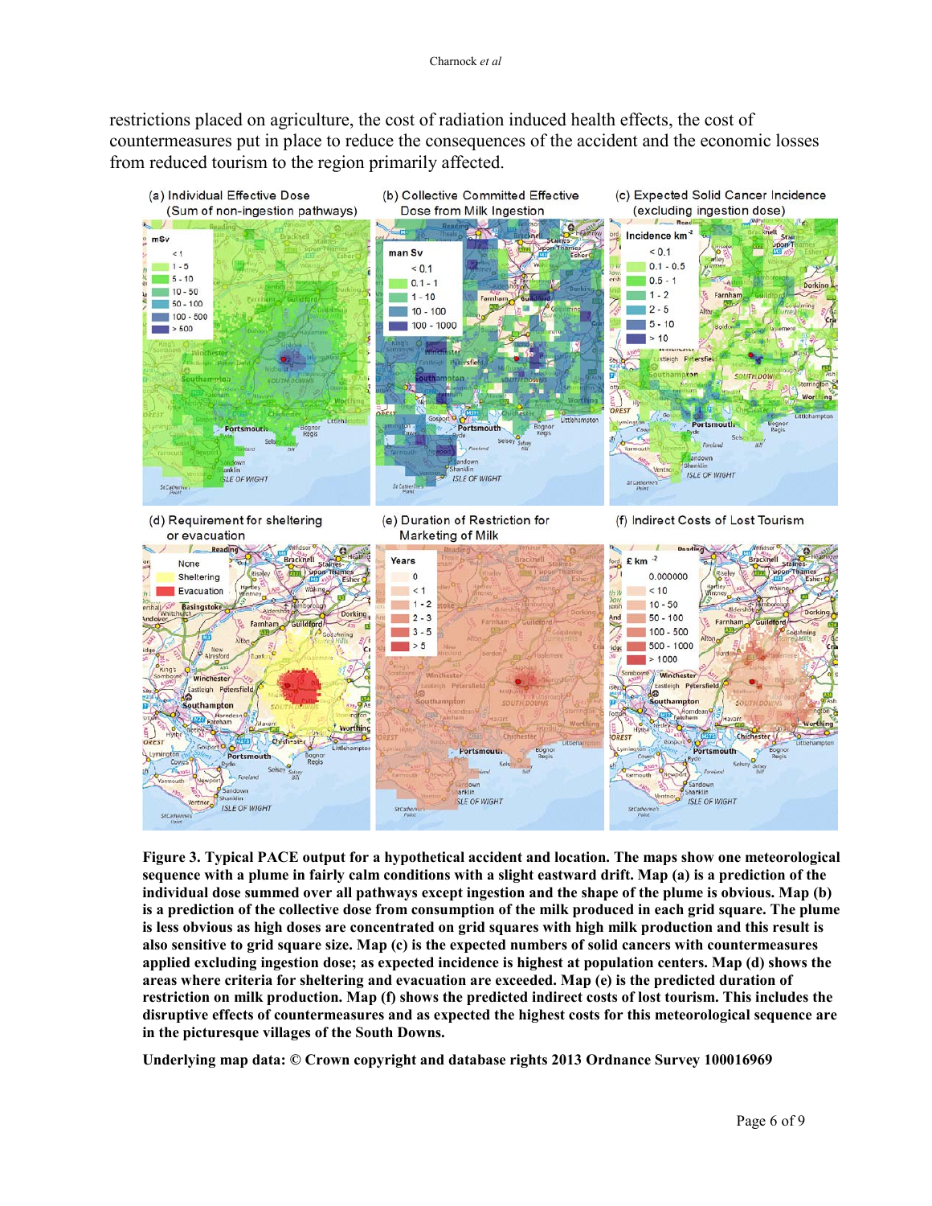restrictions placed on agriculture, the cost of radiation induced health effects, the cost of countermeasures put in place to reduce the consequences of the accident and the economic losses from reduced tourism to the region primarily affected.

**Figure 3. Typical PACE output for a hypothetical accident and location. The maps show one meteorological sequence with a plume in fairly calm conditions with a slight eastward drift. Map (a) is a prediction of the individual dose summed over all pathways except ingestion and the shape of the plume is obvious. Map (b) is a prediction of the collective dose from consumption of the milk produced in each grid square. The plume is less obvious as high doses are concentrated on grid squares with high milk production and this result is also sensitive to grid square size. Map (c) is the expected numbers of solid cancers with countermeasures applied excluding ingestion dose; as expected incidence is highest at population centers. Map (d) shows the areas where criteria for sheltering and evacuation are exceeded. Map (e) is the predicted duration of restriction on milk production. Map (f) shows the predicted indirect costs of lost tourism. This includes the disruptive effects of countermeasures and as expected the highest costs for this meteorological sequence are in the picturesque villages of the South Downs.**

**Underlying map data: © Crown copyright and database rights 2013 Ordnance Survey 100016969**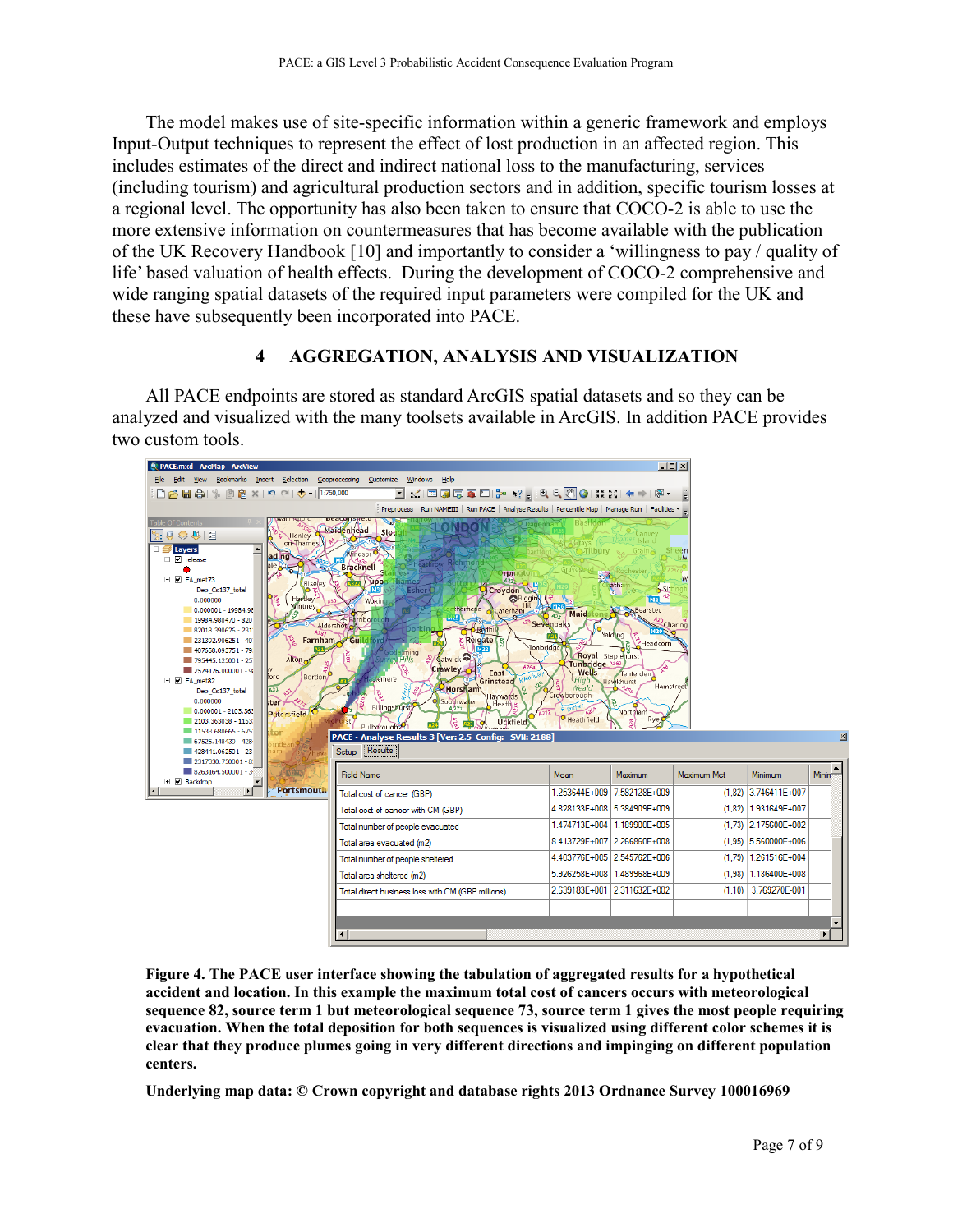The model makes use of site-specific information within a generic framework and employs Input-Output techniques to represent the effect of lost production in an affected region. This includes estimates of the direct and indirect national loss to the manufacturing, services (including tourism) and agricultural production sectors and in addition, specific tourism losses at a regional level. The opportunity has also been taken to ensure that COCO-2 is able to use the more extensive information on countermeasures that has become available with the publication of the UK Recovery Handbook [10] and importantly to consider a 'willingness to pay / quality of life' based valuation of health effects. During the development of COCO-2 comprehensive and wide ranging spatial datasets of the required input parameters were compiled for the UK and these have subsequently been incorporated into PACE.

## 4 AGGREGATION, ANALYSIS AND VISUALIZATION

All PACE endpoints are stored as standard ArcGIS spatial datasets and so they can be analyzed and visualized with the many toolsets available in ArcGIS. In addition PACE provides two custom tools.

**Figure 4. The PACE user interface showing the tabulation of aggregated results for a hypothetical accident and location. In this example the maximum total cost of cancers occurs with meteorological sequence 82, source term 1 but meteorological sequence 73, source term 1 gives the most people requiring evacuation. When the total deposition for both sequences is visualized using different color schemes it is clear that they produce plumes going in very different directions and impinging on different population centers.**

**Underlying map data: © Crown copyright and database rights 2013 Ordnance Survey 100016969**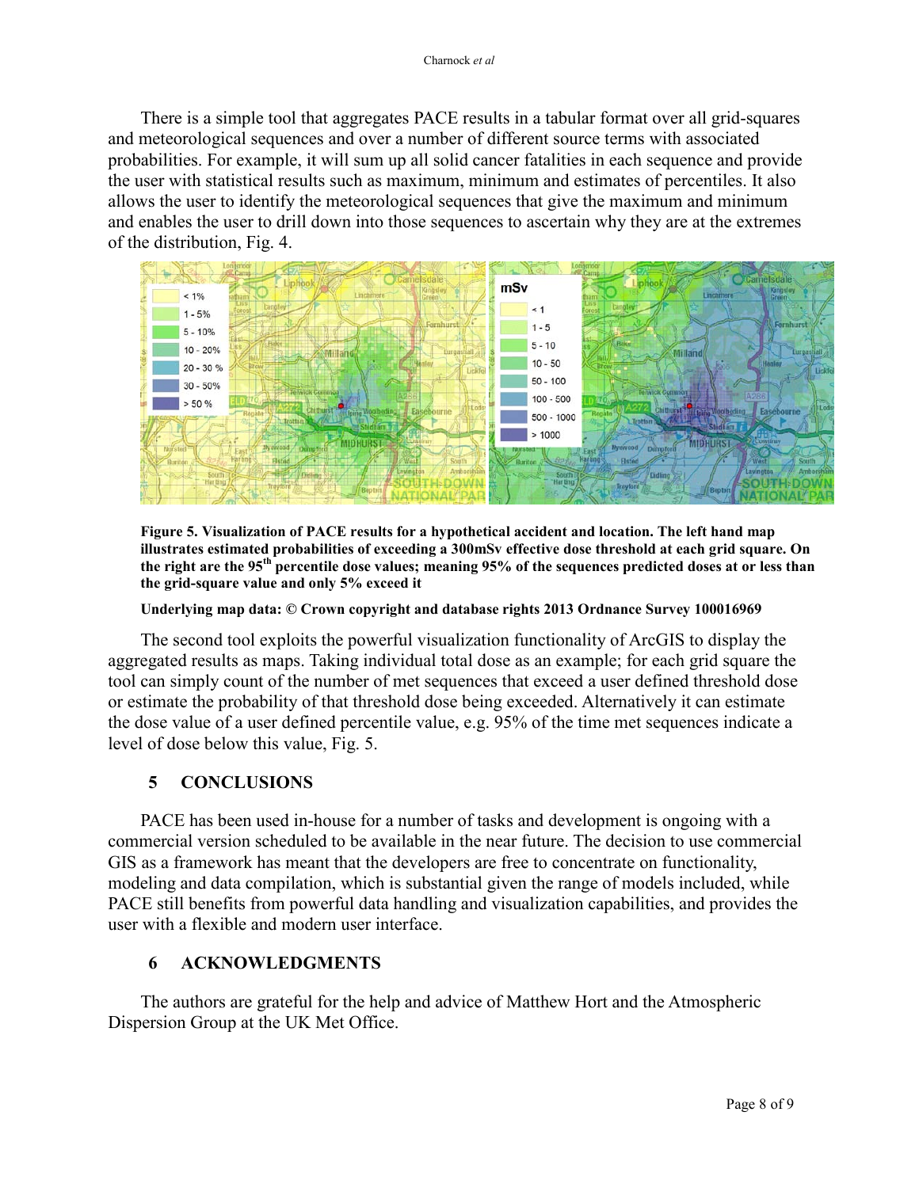There is a simple tool that aggregates PACE results in a tabular format over all grid-squares and meteorological sequences and over a number of different source terms with associated probabilities. For example, it will sum up all solid cancer fatalities in each sequence and provide the user with statistical results such as maximum, minimum and estimates of percentiles. It also allows the user to identify the meteorological sequences that give the maximum and minimum and enables the user to drill down into those sequences to ascertain why they are at the extremes of the distribution, Fig. 4.

**Figure 5. Visualization of PACE results for a hypothetical accident and location. The left hand map illustrates estimated probabilities of exceeding a 300mSv effective dose threshold at each grid square. On the right are the 95th percentile dose values; meaning 95% of the sequences predicted doses at or less than the grid-square value and only 5% exceed it**

**Underlying map data: © Crown copyright and database rights 2013 Ordnance Survey 100016969**

The second tool exploits the powerful visualization functionality of ArcGIS to display the aggregated results as maps. Taking individual total dose as an example; for each grid square the tool can simply count of the number of met sequences that exceed a user defined threshold dose or estimate the probability of that threshold dose being exceeded. Alternatively it can estimate the dose value of a user defined percentile value, e.g. 95% of the time met sequences indicate a level of dose below this value, Fig. 5.

## 5 CONCLUSIONS

PACE has been used in-house for a number of tasks and development is ongoing with a commercial version scheduled to be available in the near future. The decision to use commercial GIS as a framework has meant that the developers are free to concentrate on functionality, modeling and data compilation, which is substantial given the range of models included, while PACE still benefits from powerful data handling and visualization capabilities, and provides the user with a flexible and modern user interface.

## 6 ACKNOWLEDGMENTS

The authors are grateful for the help and advice of Matthew Hort and the Atmospheric Dispersion Group at the UK Met Office.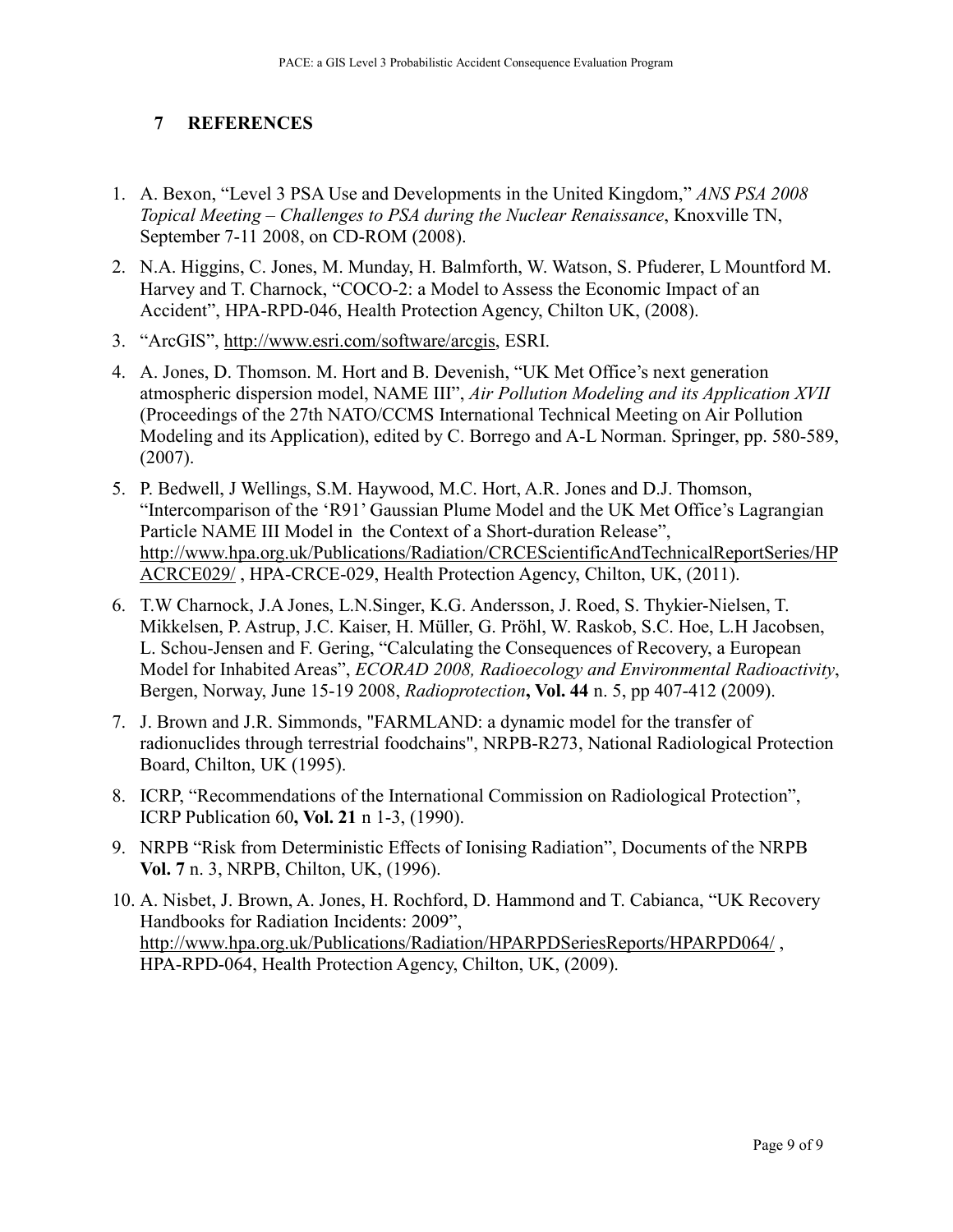## 7 REFERENCES

1. A. Bexon, "Level 3 PSA Use and Developments in the United Kingdom," *ANS PSA 2008 Topical Meeting – Challenges to PSA during the Nuclear Renaissance*, Knoxville TN, September 7-11 2008, on CD-ROM (2008).
2. N.A. Higgins, C. Jones, M. Munday, H. Balmforth, W. Watson, S. Pfuderer, L Mountford M. Harvey and T. Charnock, "COCO-2: a Model to Assess the Economic Impact of an Accident", HPA-RPD-046, Health Protection Agency, Chilton UK, (2008).
3. "ArcGIS", http://www.esri.com/software/arcgis, ESRI.
4. A. Jones, D. Thomson. M. Hort and B. Devenish, "UK Met Office's next generation atmospheric dispersion model, NAME III", *Air Pollution Modeling and its Application XVII* (Proceedings of the 27th NATO/CCMS International Technical Meeting on Air Pollution Modeling and its Application), edited by C. Borrego and A-L Norman. Springer, pp. 580-589, (2007).
5. P. Bedwell, J Wellings, S.M. Haywood, M.C. Hort, A.R. Jones and D.J. Thomson, "Intercomparison of the 'R91' Gaussian Plume Model and the UK Met Office's Lagrangian Particle NAME III Model in the Context of a Short-duration Release", http://www.hpa.org.uk/Publications/Radiation/CRCEScientificAndTechnicalReportSeries/HPACRCE029/ , HPA-CRCE-029, Health Protection Agency, Chilton, UK, (2011).
6. T.W Charnock, J.A Jones, L.N.Singer, K.G. Andersson, J. Roed, S. Thykier-Nielsen, T. Mikkelsen, P. Astrup, J.C. Kaiser, H. Müller, G. Pröhl, W. Raskob, S.C. Hoe, L.H Jacobsen, L. Schou-Jensen and F. Gering, "Calculating the Consequences of Recovery, a European Model for Inhabited Areas", *ECORAD 2008, Radioecology and Environmental Radioactivity*, Bergen, Norway, June 15-19 2008, *Radioprotection*, **Vol. 44** n. 5, pp 407-412 (2009).
7. J. Brown and J.R. Simmonds, "FARMLAND: a dynamic model for the transfer of radionuclides through terrestrial foodchains", NRPB-R273, National Radiological Protection Board, Chilton, UK (1995).
8. ICRP, "Recommendations of the International Commission on Radiological Protection", ICRP Publication 60, **Vol. 21** n 1-3, (1990).
9. NRPB "Risk from Deterministic Effects of Ionising Radiation", Documents of the NRPB **Vol. 7** n. 3, NRPB, Chilton, UK, (1996).
10. A. Nisbet, J. Brown, A. Jones, H. Rochford, D. Hammond and T. Cabianca, "UK Recovery Handbooks for Radiation Incidents: 2009", http://www.hpa.org.uk/Publications/Radiation/HPARPDSeriesReports/HPARPD064/ , HPA-RPD-064, Health Protection Agency, Chilton, UK, (2009).